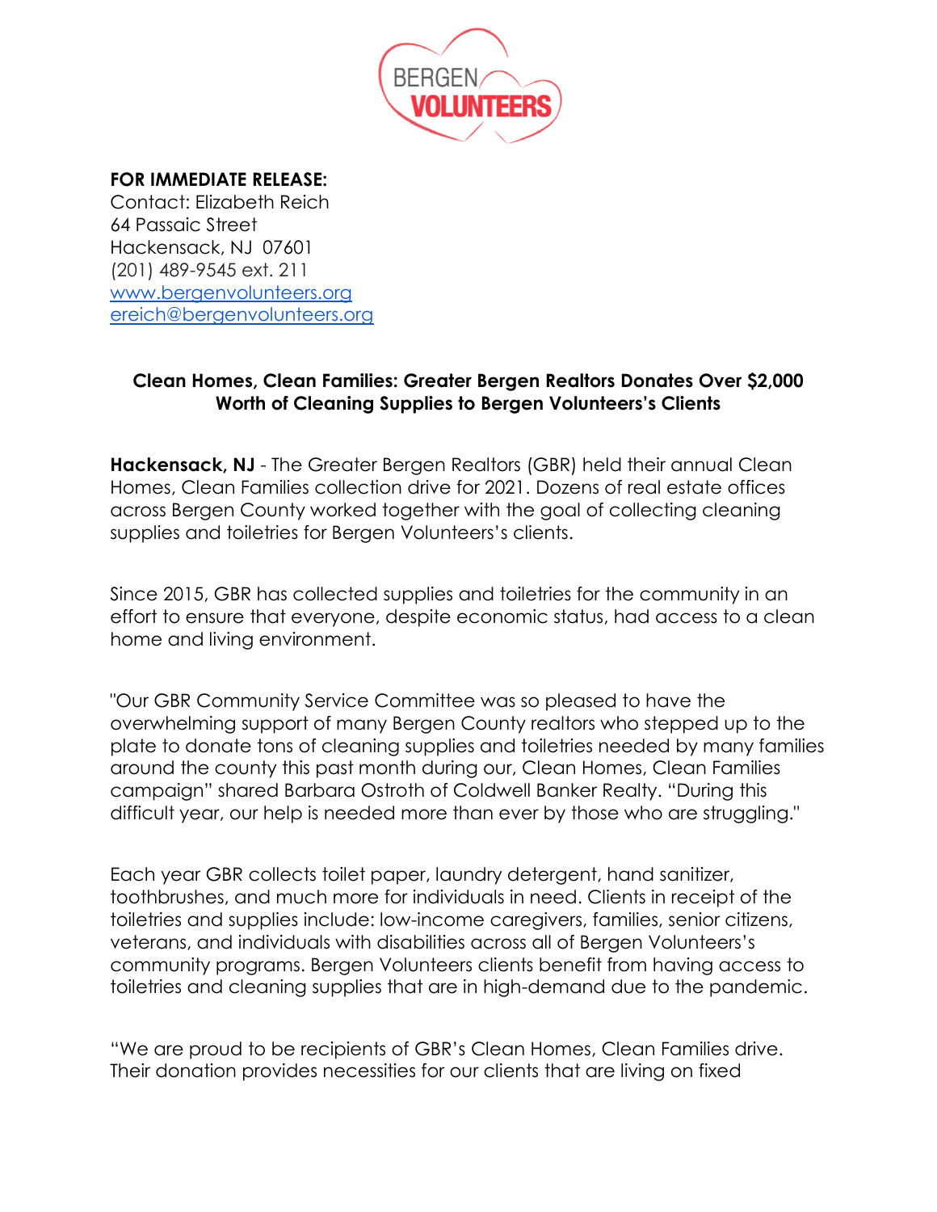BERGEN VOLUNTEERS

**FOR IMMEDIATE RELEASE:**
Contact: Elizabeth Reich
64 Passaic Street
Hackensack, NJ 07601
(201) 489-9545 ext. 211
[www.bergenvolunteers.org](http://www.bergenvolunteers.org)
[ereich@bergenvolunteers.org](mailto:ereich@bergenvolunteers.org)

**Clean Homes, Clean Families: Greater Bergen Realtors Donates Over $2,000 Worth of Cleaning Supplies to Bergen Volunteers's Clients**

**Hackensack, NJ** - The Greater Bergen Realtors (GBR) held their annual Clean Homes, Clean Families collection drive for 2021. Dozens of real estate offices across Bergen County worked together with the goal of collecting cleaning supplies and toiletries for Bergen Volunteers's clients.

Since 2015, GBR has collected supplies and toiletries for the community in an effort to ensure that everyone, despite economic status, had access to a clean home and living environment.

"Our GBR Community Service Committee was so pleased to have the overwhelming support of many Bergen County realtors who stepped up to the plate to donate tons of cleaning supplies and toiletries needed by many families around the county this past month during our, Clean Homes, Clean Families campaign" shared Barbara Ostroth of Coldwell Banker Realty. "During this difficult year, our help is needed more than ever by those who are struggling."

Each year GBR collects toilet paper, laundry detergent, hand sanitizer, toothbrushes, and much more for individuals in need. Clients in receipt of the toiletries and supplies include: low-income caregivers, families, senior citizens, veterans, and individuals with disabilities across all of Bergen Volunteers's community programs. Bergen Volunteers clients benefit from having access to toiletries and cleaning supplies that are in high-demand due to the pandemic.

"We are proud to be recipients of GBR's Clean Homes, Clean Families drive. Their donation provides necessities for our clients that are living on fixed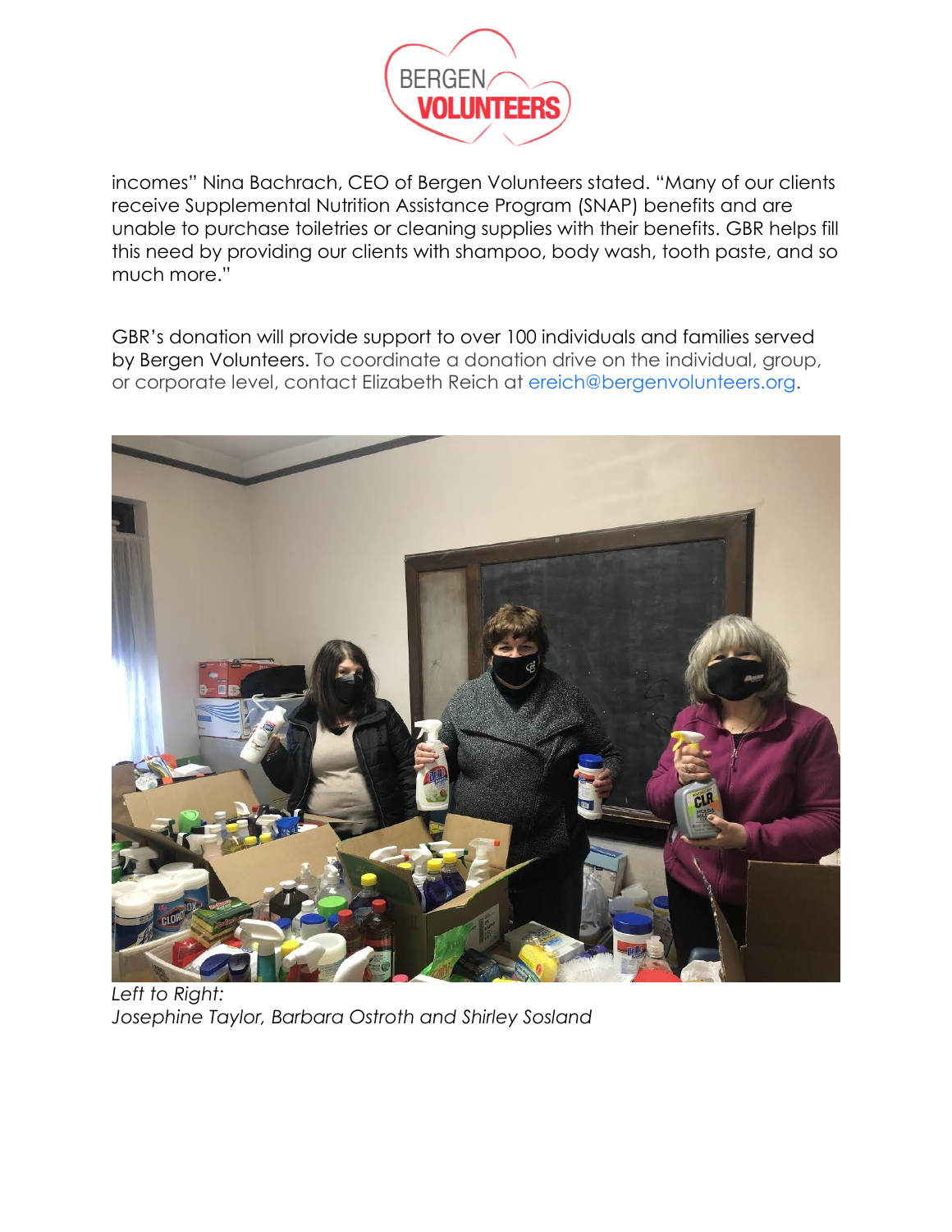incomes" Nina Bachrach, CEO of Bergen Volunteers stated. "Many of our clients receive Supplemental Nutrition Assistance Program (SNAP) benefits and are unable to purchase toiletries or cleaning supplies with their benefits. GBR helps fill this need by providing our clients with shampoo, body wash, tooth paste, and so much more."

GBR's donation will provide support to over 100 individuals and families served by Bergen Volunteers. To coordinate a donation drive on the individual, group, or corporate level, contact Elizabeth Reich at ereich@bergenvolunteers.org.

*Left to Right:*
*Josephine Taylor, Barbara Ostroth and Shirley Sosland*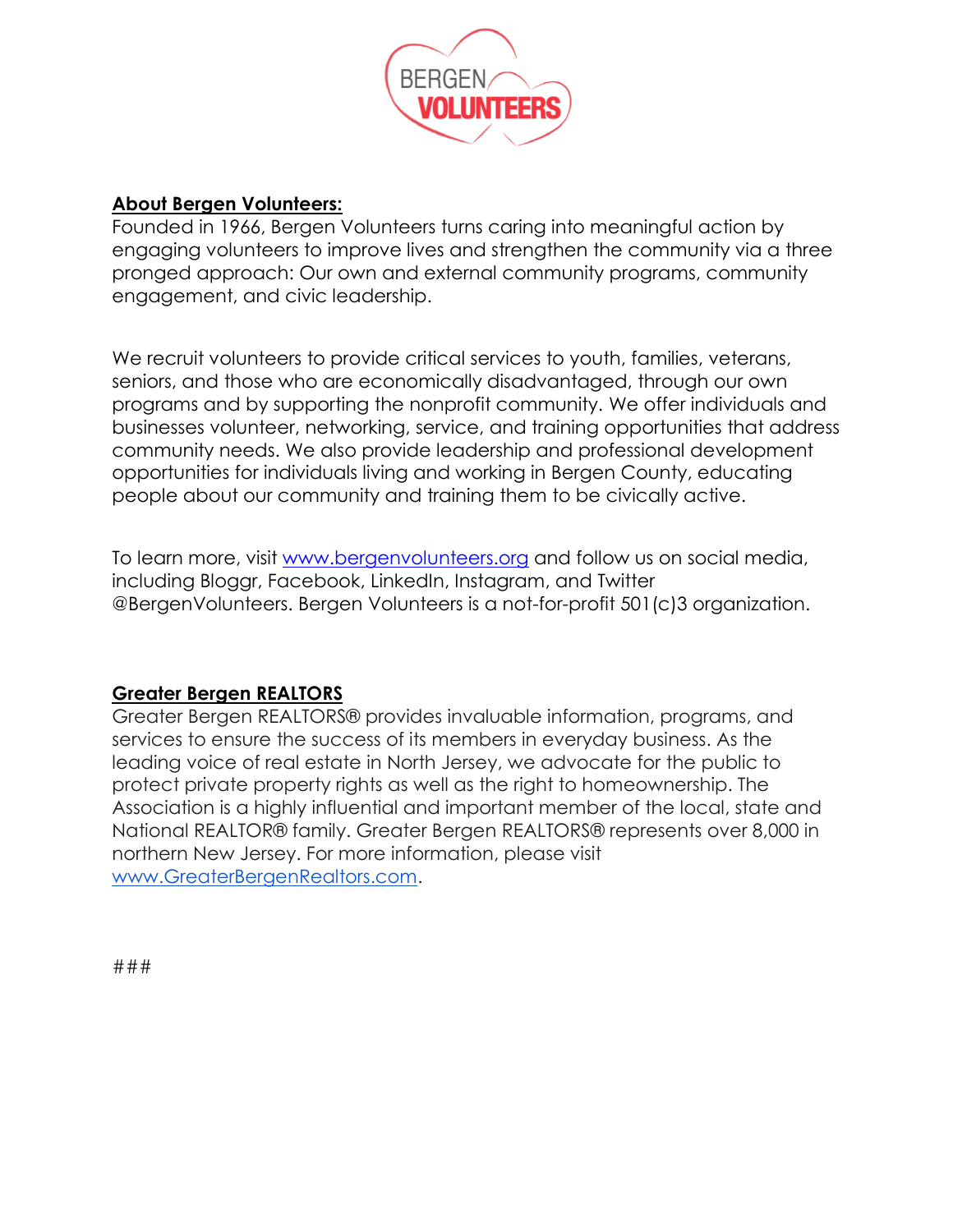**About Bergen Volunteers:**

Founded in 1966, Bergen Volunteers turns caring into meaningful action by engaging volunteers to improve lives and strengthen the community via a three pronged approach: Our own and external community programs, community engagement, and civic leadership.

We recruit volunteers to provide critical services to youth, families, veterans, seniors, and those who are economically disadvantaged, through our own programs and by supporting the nonprofit community. We offer individuals and businesses volunteer, networking, service, and training opportunities that address community needs. We also provide leadership and professional development opportunities for individuals living and working in Bergen County, educating people about our community and training them to be civically active.

To learn more, visit www.bergenvolunteers.org and follow us on social media, including Bloggr, Facebook, LinkedIn, Instagram, and Twitter @BergenVolunteers. Bergen Volunteers is a not-for-profit 501(c)3 organization.

**Greater Bergen REALTORS**

Greater Bergen REALTORS® provides invaluable information, programs, and services to ensure the success of its members in everyday business. As the leading voice of real estate in North Jersey, we advocate for the public to protect private property rights as well as the right to homeownership. The Association is a highly influential and important member of the local, state and National REALTOR® family. Greater Bergen REALTORS® represents over 8,000 in northern New Jersey. For more information, please visit www.GreaterBergenRealtors.com.

###